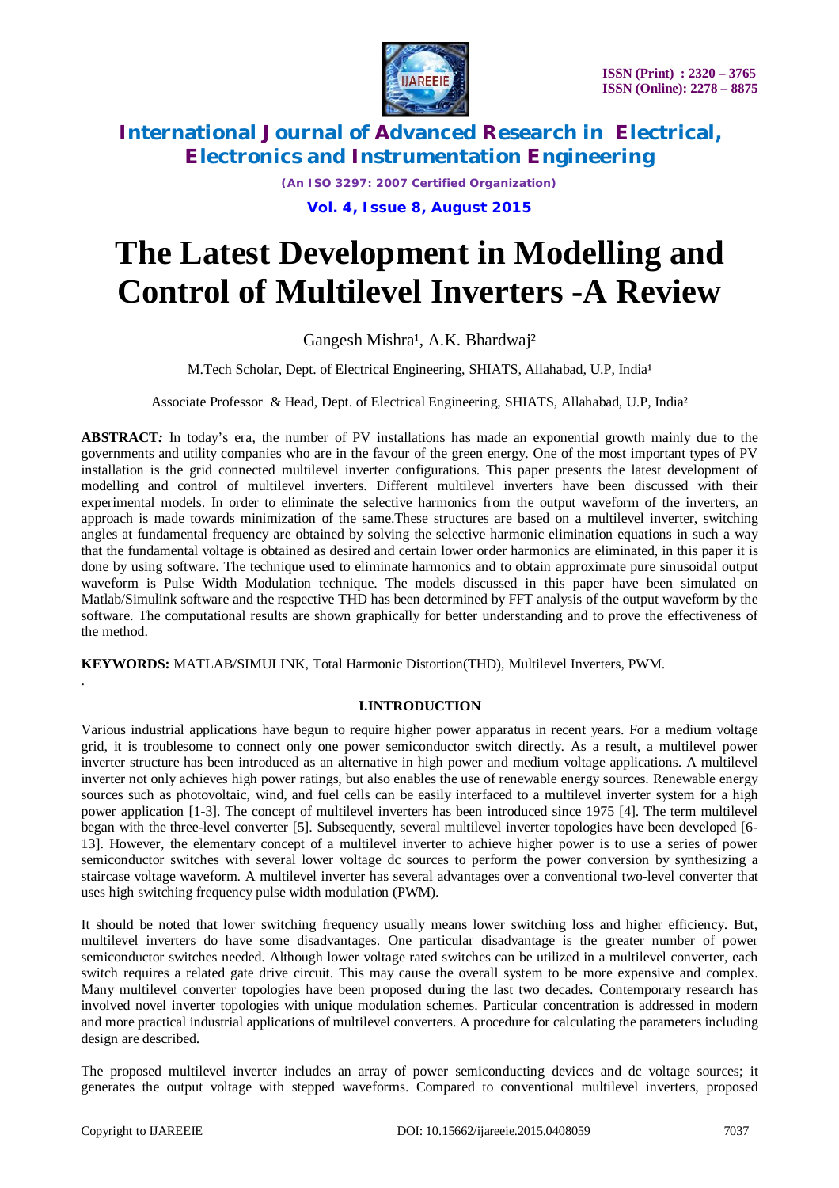# The Latest Development in Modelling and Control of Multilevel Inverters -A Review

Gangesh Mishra[1], A.K. Bhardwaj[2]

M.Tech Scholar, Dept. of Electrical Engineering, SHIATS, Allahabad, U.P, India[1]

Associate Professor & Head, Dept. of Electrical Engineering, SHIATS, Allahabad, U.P, India[2]

**ABSTRACT***:* In today's era, the number of PV installations has made an exponential growth mainly due to the governments and utility companies who are in the favour of the green energy. One of the most important types of PV installation is the grid connected multilevel inverter configurations. This paper presents the latest development of modelling and control of multilevel inverters. Different multilevel inverters have been discussed with their experimental models. In order to eliminate the selective harmonics from the output waveform of the inverters, an approach is made towards minimization of the same.These structures are based on a multilevel inverter, switching angles at fundamental frequency are obtained by solving the selective harmonic elimination equations in such a way that the fundamental voltage is obtained as desired and certain lower order harmonics are eliminated, in this paper it is done by using software. The technique used to eliminate harmonics and to obtain approximate pure sinusoidal output waveform is Pulse Width Modulation technique. The models discussed in this paper have been simulated on Matlab/Simulink software and the respective THD has been determined by FFT analysis of the output waveform by the software. The computational results are shown graphically for better understanding and to prove the effectiveness of the method.

**KEYWORDS:** MATLAB/SIMULINK, Total Harmonic Distortion(THD), Multilevel Inverters, PWM.

## I.INTRODUCTION

Various industrial applications have begun to require higher power apparatus in recent years. For a medium voltage grid, it is troublesome to connect only one power semiconductor switch directly. As a result, a multilevel power inverter structure has been introduced as an alternative in high power and medium voltage applications. A multilevel inverter not only achieves high power ratings, but also enables the use of renewable energy sources. Renewable energy sources such as photovoltaic, wind, and fuel cells can be easily interfaced to a multilevel inverter system for a high power application [1-3]. The concept of multilevel inverters has been introduced since 1975 [4]. The term multilevel began with the three-level converter [5]. Subsequently, several multilevel inverter topologies have been developed [6-13]. However, the elementary concept of a multilevel inverter to achieve higher power is to use a series of power semiconductor switches with several lower voltage dc sources to perform the power conversion by synthesizing a staircase voltage waveform. A multilevel inverter has several advantages over a conventional two-level converter that uses high switching frequency pulse width modulation (PWM).

It should be noted that lower switching frequency usually means lower switching loss and higher efficiency. But, multilevel inverters do have some disadvantages. One particular disadvantage is the greater number of power semiconductor switches needed. Although lower voltage rated switches can be utilized in a multilevel converter, each switch requires a related gate drive circuit. This may cause the overall system to be more expensive and complex. Many multilevel converter topologies have been proposed during the last two decades. Contemporary research has involved novel inverter topologies with unique modulation schemes. Particular concentration is addressed in modern and more practical industrial applications of multilevel converters. A procedure for calculating the parameters including design are described.

The proposed multilevel inverter includes an array of power semiconducting devices and dc voltage sources; it generates the output voltage with stepped waveforms. Compared to conventional multilevel inverters, proposed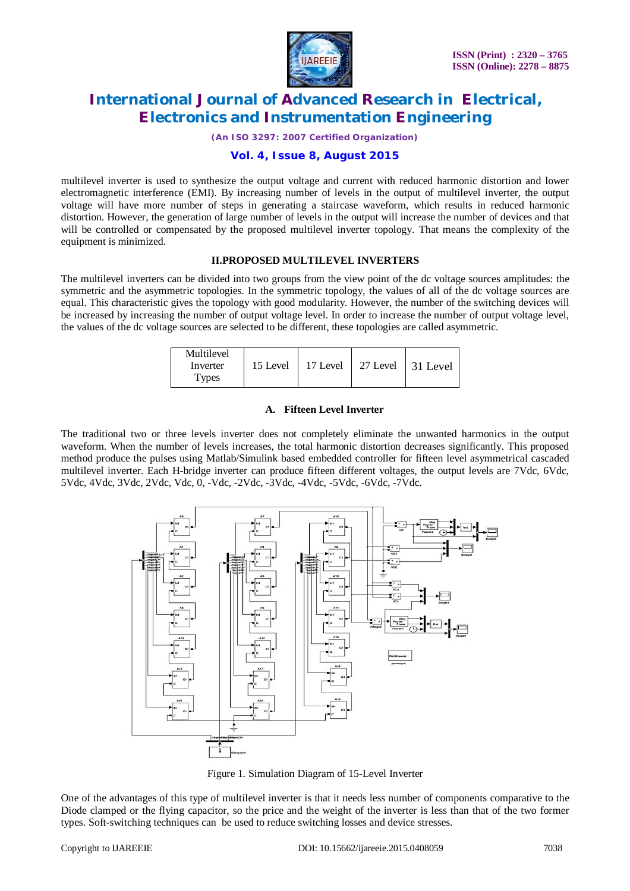multilevel inverter is used to synthesize the output voltage and current with reduced harmonic distortion and lower electromagnetic interference (EMI). By increasing number of levels in the output of multilevel inverter, the output voltage will have more number of steps in generating a staircase waveform, which results in reduced harmonic distortion. However, the generation of large number of levels in the output will increase the number of devices and that will be controlled or compensated by the proposed multilevel inverter topology. That means the complexity of the equipment is minimized.

## II.PROPOSED MULTILEVEL INVERTERS

The multilevel inverters can be divided into two groups from the view point of the dc voltage sources amplitudes: the symmetric and the asymmetric topologies. In the symmetric topology, the values of all of the dc voltage sources are equal. This characteristic gives the topology with good modularity. However, the number of the switching devices will be increased by increasing the number of output voltage level. In order to increase the number of output voltage level, the values of the dc voltage sources are selected to be different, these topologies are called asymmetric.

| Multilevel Inverter Types | 15 Level | 17 Level | 27 Level | 31 Level |
|---|---|---|---|---|

### A. Fifteen Level Inverter

The traditional two or three levels inverter does not completely eliminate the unwanted harmonics in the output waveform. When the number of levels increases, the total harmonic distortion decreases significantly. This proposed method produce the pulses using Matlab/Simulink based embedded controller for fifteen level asymmetrical cascaded multilevel inverter. Each H-bridge inverter can produce fifteen different voltages, the output levels are 7Vdc, 6Vdc, 5Vdc, 4Vdc, 3Vdc, 2Vdc, Vdc, 0, -Vdc, -2Vdc, -3Vdc, -4Vdc, -5Vdc, -6Vdc, -7Vdc.

Figure 1. Simulation Diagram of 15-Level Inverter

One of the advantages of this type of multilevel inverter is that it needs less number of components comparative to the Diode clamped or the flying capacitor, so the price and the weight of the inverter is less than that of the two former types. Soft-switching techniques can be used to reduce switching losses and device stresses.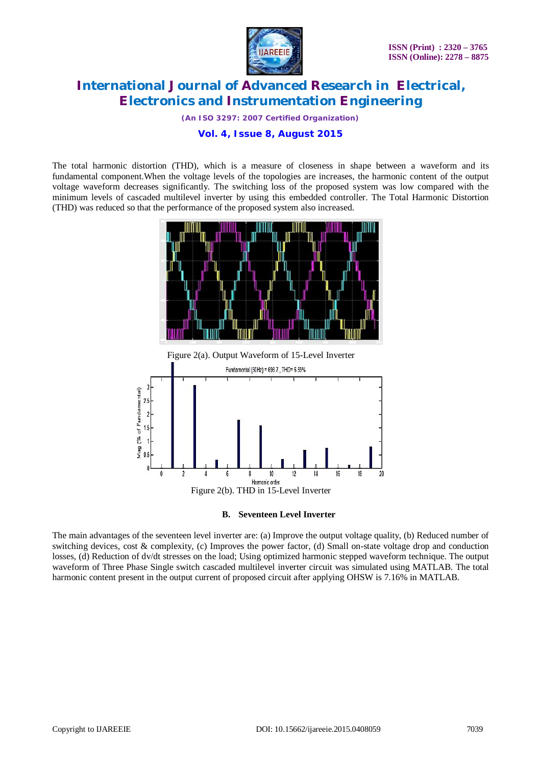The total harmonic distortion (THD), which is a measure of closeness in shape between a waveform and its fundamental component.When the voltage levels of the topologies are increases, the harmonic content of the output voltage waveform decreases significantly. The switching loss of the proposed system was low compared with the minimum levels of cascaded multilevel inverter by using this embedded controller. The Total Harmonic Distortion (THD) was reduced so that the performance of the proposed system also increased.

Figure 2(a). Output Waveform of 15-Level Inverter

Figure 2(b). THD in 15-Level Inverter

### B. Seventeen Level Inverter

The main advantages of the seventeen level inverter are: (a) Improve the output voltage quality, (b) Reduced number of switching devices, cost & complexity, (c) Improves the power factor, (d) Small on-state voltage drop and conduction losses, (d) Reduction of dv/dt stresses on the load; Using optimized harmonic stepped waveform technique. The output waveform of Three Phase Single switch cascaded multilevel inverter circuit was simulated using MATLAB. The total harmonic content present in the output current of proposed circuit after applying OHSW is 7.16% in MATLAB.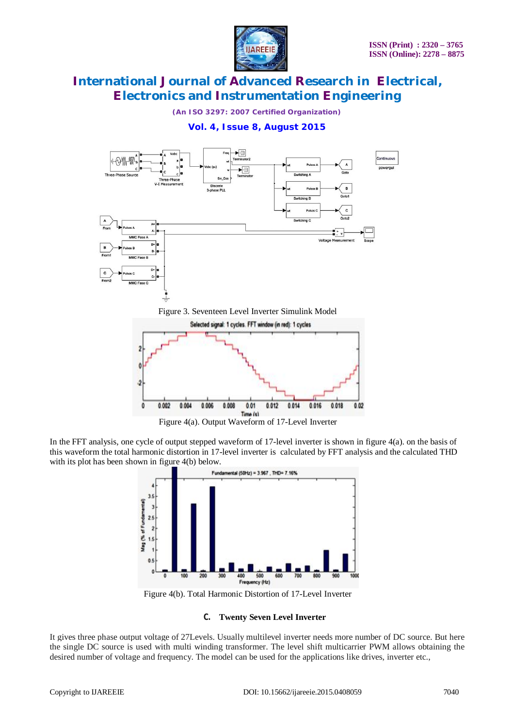Figure 3. Seventeen Level Inverter Simulink Model

Figure 4(a). Output Waveform of 17-Level Inverter

In the FFT analysis, one cycle of output stepped waveform of 17-level inverter is shown in figure 4(a). on the basis of this waveform the total harmonic distortion in 17-level inverter is calculated by FFT analysis and the calculated THD with its plot has been shown in figure 4(b) below.

Figure 4(b). Total Harmonic Distortion of 17-Level Inverter

### C. Twenty Seven Level Inverter

It gives three phase output voltage of 27Levels. Usually multilevel inverter needs more number of DC source. But here the single DC source is used with multi winding transformer. The level shift multicarrier PWM allows obtaining the desired number of voltage and frequency. The model can be used for the applications like drives, inverter etc.,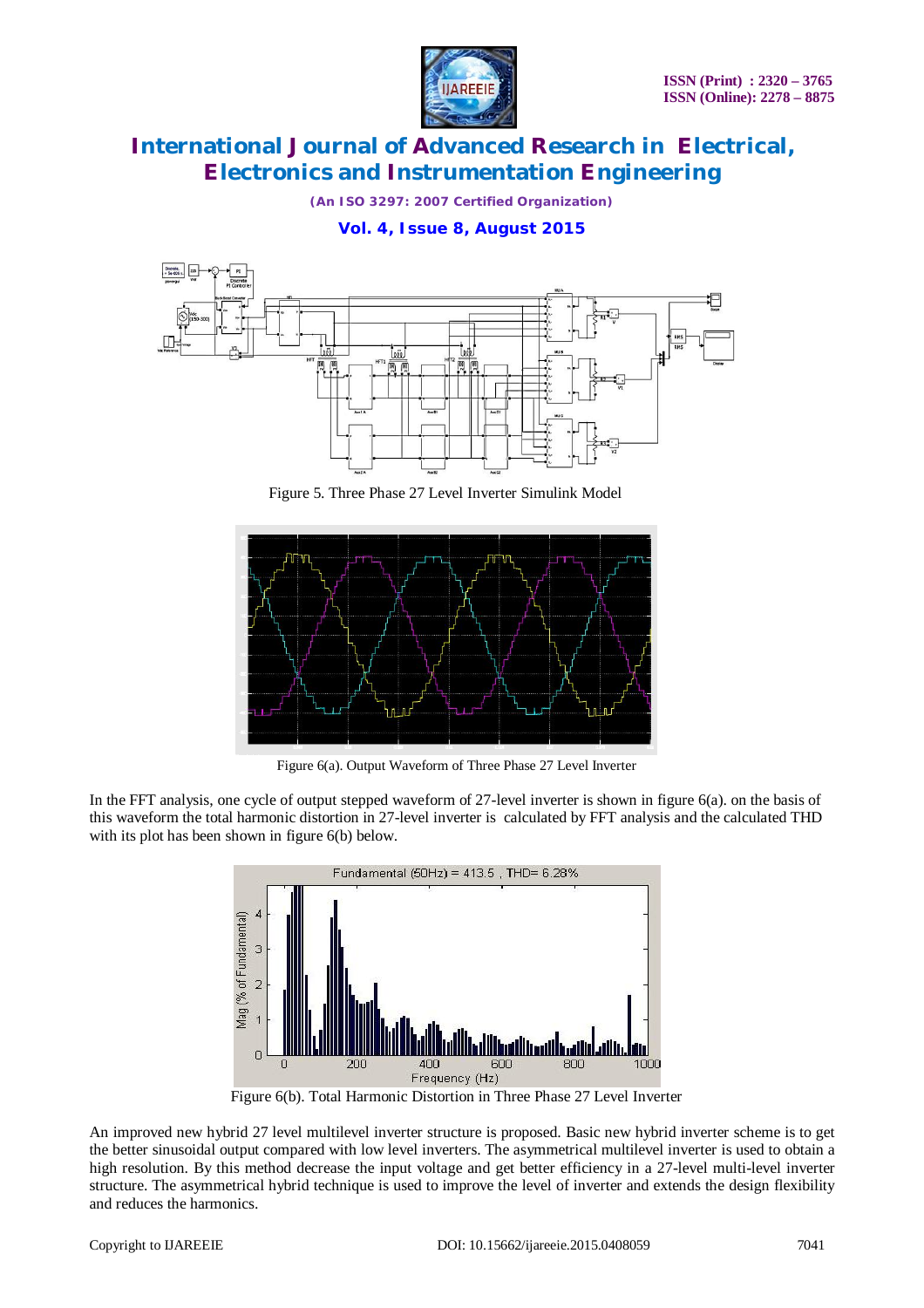Figure 5. Three Phase 27 Level Inverter Simulink Model

Figure 6(a). Output Waveform of Three Phase 27 Level Inverter

In the FFT analysis, one cycle of output stepped waveform of 27-level inverter is shown in figure 6(a). on the basis of this waveform the total harmonic distortion in 27-level inverter is calculated by FFT analysis and the calculated THD with its plot has been shown in figure 6(b) below.

Figure 6(b). Total Harmonic Distortion in Three Phase 27 Level Inverter

An improved new hybrid 27 level multilevel inverter structure is proposed. Basic new hybrid inverter scheme is to get the better sinusoidal output compared with low level inverters. The asymmetrical multilevel inverter is used to obtain a high resolution. By this method decrease the input voltage and get better efficiency in a 27-level multi-level inverter structure. The asymmetrical hybrid technique is used to improve the level of inverter and extends the design flexibility and reduces the harmonics.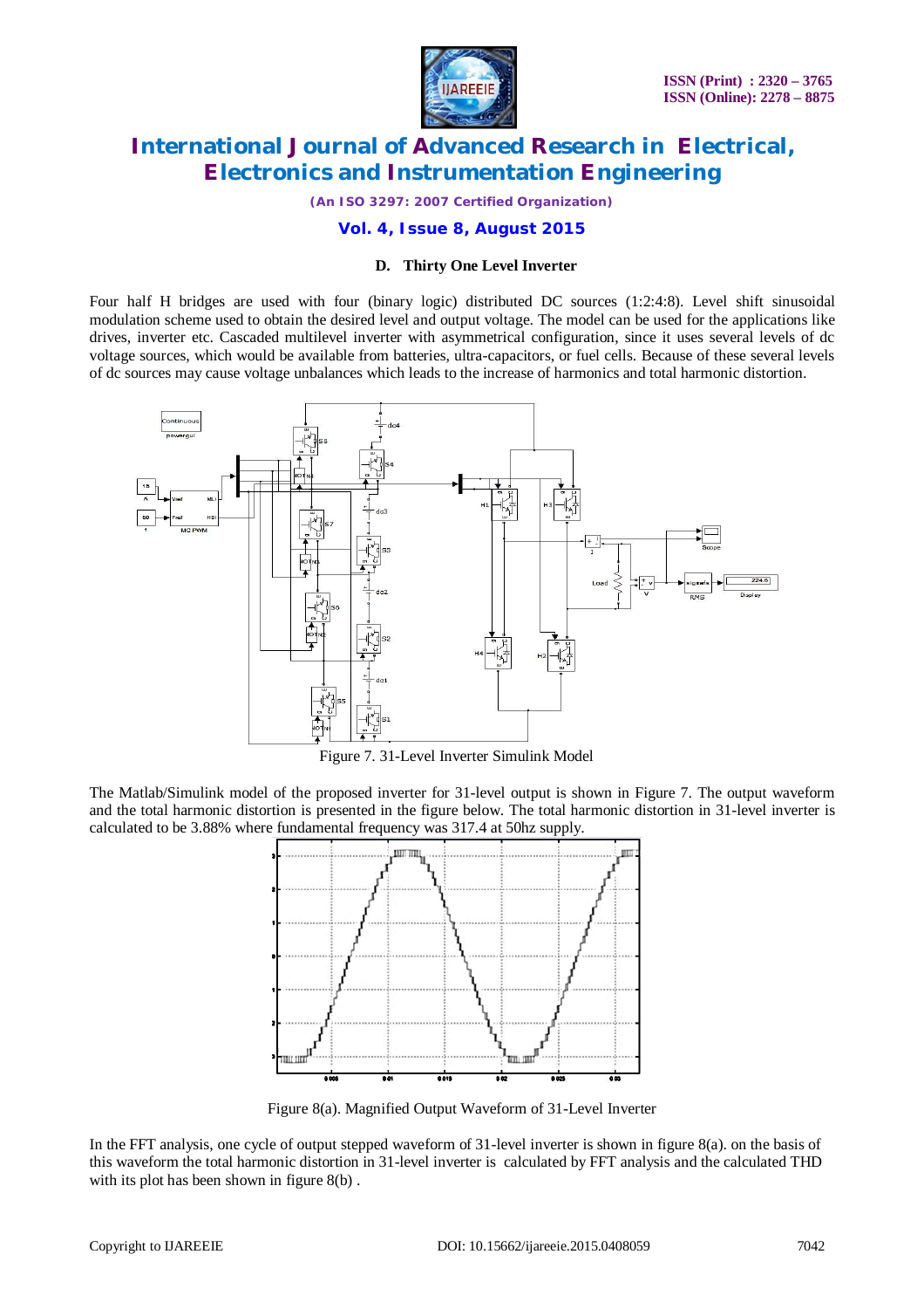### D. Thirty One Level Inverter

Four half H bridges are used with four (binary logic) distributed DC sources (1:2:4:8). Level shift sinusoidal modulation scheme used to obtain the desired level and output voltage. The model can be used for the applications like drives, inverter etc. Cascaded multilevel inverter with asymmetrical configuration, since it uses several levels of dc voltage sources, which would be available from batteries, ultra-capacitors, or fuel cells. Because of these several levels of dc sources may cause voltage unbalances which leads to the increase of harmonics and total harmonic distortion.

Figure 7. 31-Level Inverter Simulink Model

The Matlab/Simulink model of the proposed inverter for 31-level output is shown in Figure 7. The output waveform and the total harmonic distortion is presented in the figure below. The total harmonic distortion in 31-level inverter is calculated to be 3.88% where fundamental frequency was 317.4 at 50hz supply.

Figure 8(a). Magnified Output Waveform of 31-Level Inverter

In the FFT analysis, one cycle of output stepped waveform of 31-level inverter is shown in figure 8(a). on the basis of this waveform the total harmonic distortion in 31-level inverter is calculated by FFT analysis and the calculated THD with its plot has been shown in figure 8(b) .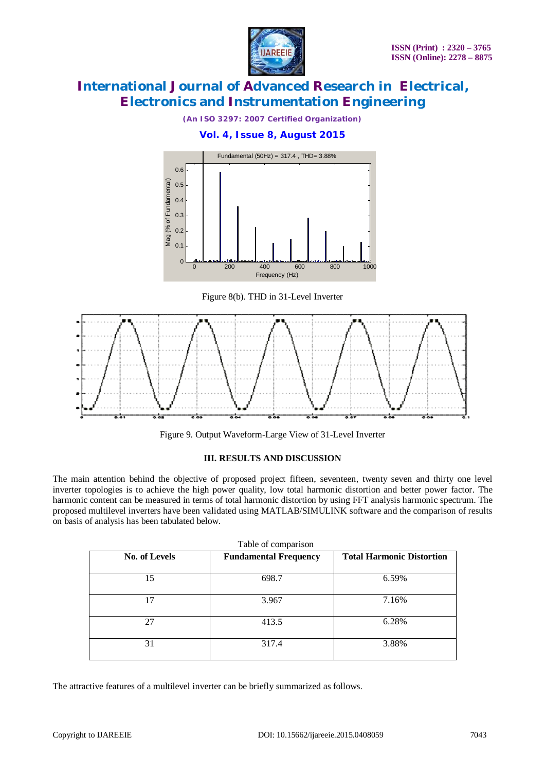Figure 8(b). THD in 31-Level Inverter

Figure 9. Output Waveform-Large View of 31-Level Inverter

### III. RESULTS AND DISCUSSION

The main attention behind the objective of proposed project fifteen, seventeen, twenty seven and thirty one level inverter topologies is to achieve the high power quality, low total harmonic distortion and better power factor. The harmonic content can be measured in terms of total harmonic distortion by using FFT analysis harmonic spectrum. The proposed multilevel inverters have been validated using MATLAB/SIMULINK software and the comparison of results on basis of analysis has been tabulated below.

Table of comparison

| No. of Levels | Fundamental Frequency | Total Harmonic Distortion |
|---|---|---|
| 15 | 698.7 | 6.59% |
| 17 | 3.967 | 7.16% |
| 27 | 413.5 | 6.28% |
| 31 | 317.4 | 3.88% |

The attractive features of a multilevel inverter can be briefly summarized as follows.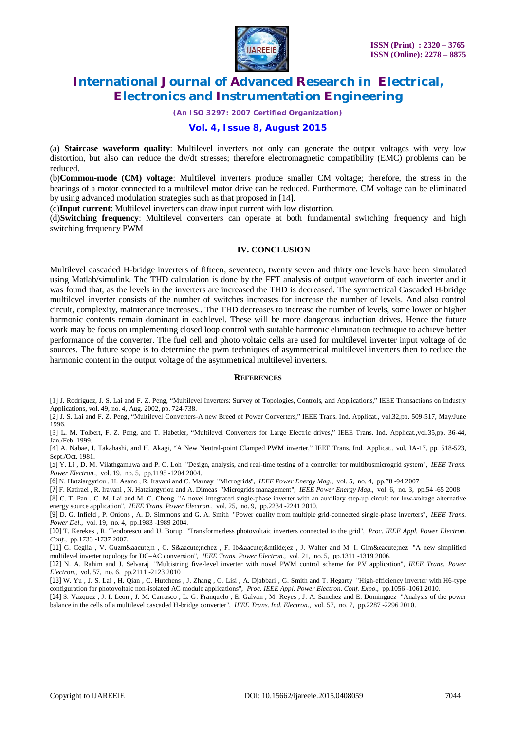(a) **Staircase waveform quality**: Multilevel inverters not only can generate the output voltages with very low distortion, but also can reduce the dv/dt stresses; therefore electromagnetic compatibility (EMC) problems can be reduced.

(b)**Common-mode (CM) voltage**: Multilevel inverters produce smaller CM voltage; therefore, the stress in the bearings of a motor connected to a multilevel motor drive can be reduced. Furthermore, CM voltage can be eliminated by using advanced modulation strategies such as that proposed in [14].

(c)**Input current**: Multilevel inverters can draw input current with low distortion.

(d)**Switching frequency**: Multilevel converters can operate at both fundamental switching frequency and high switching frequency PWM

## IV. CONCLUSION

Multilevel cascaded H-bridge inverters of fifteen, seventeen, twenty seven and thirty one levels have been simulated using Matlab/simulink. The THD calculation is done by the FFT analysis of output waveform of each inverter and it was found that, as the levels in the inverters are increased the THD is decreased. The symmetrical Cascaded H-bridge multilevel inverter consists of the number of switches increases for increase the number of levels. And also control circuit, complexity, maintenance increases.. The THD decreases to increase the number of levels, some lower or higher harmonic contents remain dominant in eachlevel. These will be more dangerous induction drives. Hence the future work may be focus on implementing closed loop control with suitable harmonic elimination technique to achieve better performance of the converter. The fuel cell and photo voltaic cells are used for multilevel inverter input voltage of dc sources. The future scope is to determine the pwm techniques of asymmetrical multilevel inverters then to reduce the harmonic content in the output voltage of the asymmetrical multilevel inverters.

## REFERENCES

[1] J. Rodriguez, J. S. Lai and F. Z. Peng, "Multilevel Inverters: Survey of Topologies, Controls, and Applications," IEEE Transactions on Industry Applications, vol. 49, no. 4, Aug. 2002, pp. 724-738.

[2] J. S. Lai and F. Z. Peng, "Multilevel Converters-A new Breed of Power Converters," IEEE Trans. Ind. Applicat., vol.32,pp. 509-517, May/June 1996.

[3] L. M. Tolbert, F. Z. Peng, and T. Habetler, "Multilevel Converters for Large Electric drives," IEEE Trans. Ind. Applicat.,vol.35,pp. 36-44, Jan./Feb. 1999.

[4] A. Nabae, I. Takahashi, and H. Akagi, "A New Neutral-point Clamped PWM inverter," IEEE Trans. Ind. Applicat., vol. IA-17, pp. 518-523, Sept./Oct. 1981.

[5] Y. Li , D. M. Vilathgamuwa and P. C. Loh "Design, analysis, and real-time testing of a controller for multibusmicrogrid system", *IEEE Trans. Power Electron.*, vol. 19, no. 5, pp.1195 -1204 2004.

[6] N. Hatziargyriou , H. Asano , R. Iravani and C. Marnay "Microgrids", *IEEE Power Energy Mag.*, vol. 5, no. 4, pp.78 -94 2007

[7] F. Katiraei , R. Iravani , N. Hatziargyriou and A. Dimeas "Microgrids management", *IEEE Power Energy Mag.*, vol. 6, no. 3, pp.54 -65 2008

[8] C. T. Pan , C. M. Lai and M. C. Cheng "A novel integrated single-phase inverter with an auxiliary step-up circuit for low-voltage alternative energy source application", *IEEE Trans. Power Electron.*, vol. 25, no. 9, pp.2234 -2241 2010.

[9] D. G. Infield , P. Onions , A. D. Simmons and G. A. Smith "Power quality from multiple grid-connected single-phase inverters", *IEEE Trans. Power Del.*, vol. 19, no. 4, pp.1983 -1989 2004.

[10] T. Kerekes , R. Teodorescu and U. Borup "Transformerless photovoltaic inverters connected to the grid", *Proc. IEEE Appl. Power Electron. Conf.*, pp.1733 -1737 2007.

[11] G. Ceglia , V. Guzm&aacute;n , C. S&aacute;nchez , F. Ib&aacute;&ntilde;ez , J. Walter and M. I. Gim&eacute;nez "A new simplified multilevel inverter topology for DC–AC conversion", *IEEE Trans. Power Electron.*, vol. 21, no. 5, pp.1311 -1319 2006.

[12] N. A. Rahim and J. Selvaraj "Multistring five-level inverter with novel PWM control scheme for PV application", *IEEE Trans. Power Electron.*, vol. 57, no. 6, pp.2111 -2123 2010

[13] W. Yu , J. S. Lai , H. Qian , C. Hutchens , J. Zhang , G. Lisi , A. Djabbari , G. Smith and T. Hegarty "High-efficiency inverter with H6-type configuration for photovoltaic non-isolated AC module applications", *Proc. IEEE Appl. Power Electron. Conf. Expo.*, pp.1056 -1061 2010.

[14] S. Vazquez , J. I. Leon , J. M. Carrasco , L. G. Franquelo , E. Galvan , M. Reyes , J. A. Sanchez and E. Dominguez "Analysis of the power balance in the cells of a multilevel cascaded H-bridge converter", *IEEE Trans. Ind. Electron.*, vol. 57, no. 7, pp.2287 -2296 2010.